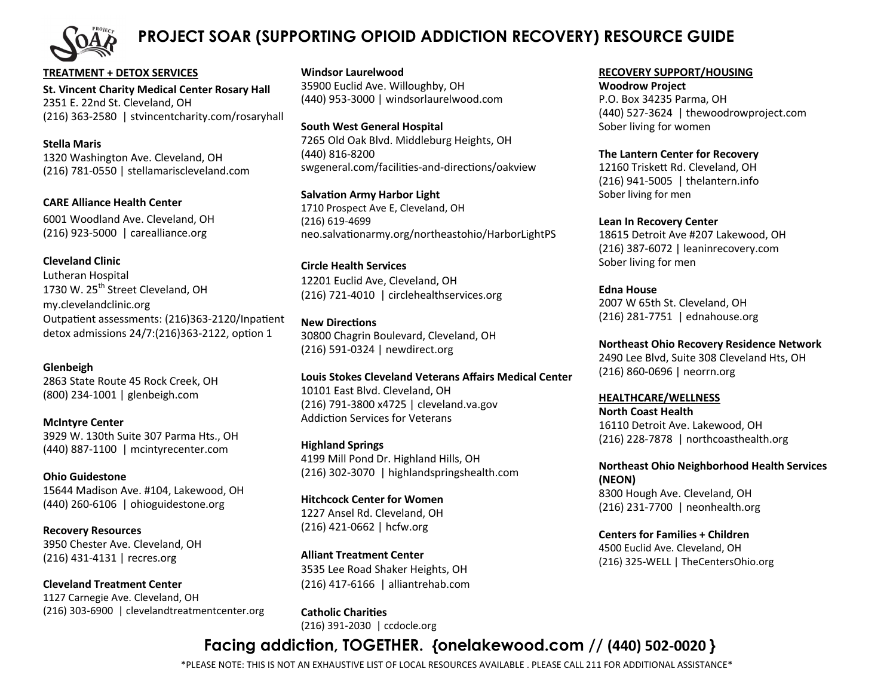# PROJECT SOAR (SUPPORTING OPIOID ADDICTION RECOVERY) RESOURCE GUIDE

## TREATMENT + DETOX SERVICES

**St. Vincent Charity Medical Center Rosary Hall**
2351 E. 22nd St. Cleveland, OH
(216) 363-2580 | stvincentcharity.com/rosaryhall

**Stella Maris**
1320 Washington Ave. Cleveland, OH
(216) 781-0550 | stellamariscleveland.com

**CARE Alliance Health Center**
6001 Woodland Ave. Cleveland, OH
(216) 923-5000 | carealliance.org

**Cleveland Clinic**
Lutheran Hospital
1730 W. 25th Street Cleveland, OH
my.clevelandclinic.org
Outpatient assessments: (216)363-2120/Inpatient detox admissions 24/7:(216)363-2122, option 1

**Glenbeigh**
2863 State Route 45 Rock Creek, OH
(800) 234-1001 | glenbeigh.com

**McIntyre Center**
3929 W. 130th Suite 307 Parma Hts., OH
(440) 887-1100 | mcintyrecenter.com

**Ohio Guidestone**
15644 Madison Ave. #104, Lakewood, OH
(440) 260-6106 | ohioguidestone.org

**Recovery Resources**
3950 Chester Ave. Cleveland, OH
(216) 431-4131 | recres.org

**Cleveland Treatment Center**
1127 Carnegie Ave. Cleveland, OH
(216) 303-6900 | clevelandtreatmentcenter.org

**Windsor Laurelwood**
35900 Euclid Ave. Willoughby, OH
(440) 953-3000 | windsorlaurelwood.com

**South West General Hospital**
7265 Old Oak Blvd. Middleburg Heights, OH
(440) 816-8200
swgeneral.com/facilities-and-directions/oakview

**Salvation Army Harbor Light**
1710 Prospect Ave E, Cleveland, OH
(216) 619-4699
neo.salvationarmy.org/northeastohio/HarborLightPS

**Circle Health Services**
12201 Euclid Ave, Cleveland, OH
(216) 721-4010 | circlehealthservices.org

**New Directions**
30800 Chagrin Boulevard, Cleveland, OH
(216) 591-0324 | newdirect.org

**Louis Stokes Cleveland Veterans Affairs Medical Center**
10101 East Blvd. Cleveland, OH
(216) 791-3800 x4725 | cleveland.va.gov
Addiction Services for Veterans

**Highland Springs**
4199 Mill Pond Dr. Highland Hills, OH
(216) 302-3070 | highlandspringshealth.com

**Hitchcock Center for Women**
1227 Ansel Rd. Cleveland, OH
(216) 421-0662 | hcfw.org

**Alliant Treatment Center**
3535 Lee Road Shaker Heights, OH
(216) 417-6166 | alliantrehab.com

**Catholic Charities**
(216) 391-2030 | ccdocle.org

## RECOVERY SUPPORT/HOUSING

**Woodrow Project**
P.O. Box 34235 Parma, OH
(440) 527-3624 | thewoodrowproject.com
Sober living for women

**The Lantern Center for Recovery**
12160 Triskett Rd. Cleveland, OH
(216) 941-5005 | thelantern.info
Sober living for men

**Lean In Recovery Center**
18615 Detroit Ave #207 Lakewood, OH
(216) 387-6072 | leaninrecovery.com
Sober living for men

**Edna House**
2007 W 65th St. Cleveland, OH
(216) 281-7751 | ednahouse.org

**Northeast Ohio Recovery Residence Network**
2490 Lee Blvd, Suite 308 Cleveland Hts, OH
(216) 860-0696 | neorrn.org

## HEALTHCARE/WELLNESS

**North Coast Health**
16110 Detroit Ave. Lakewood, OH
(216) 228-7878 | northcoasthealth.org

**Northeast Ohio Neighborhood Health Services (NEON)**
8300 Hough Ave. Cleveland, OH
(216) 231-7700 | neonhealth.org

**Centers for Families + Children**
4500 Euclid Ave. Cleveland, OH
(216) 325-WELL | TheCentersOhio.org

**Facing addiction, TOGETHER. {onelakewood.com // (440) 502-0020 }**

*PLEASE NOTE: THIS IS NOT AN EXHAUSTIVE LIST OF LOCAL RESOURCES AVAILABLE . PLEASE CALL 211 FOR ADDITIONAL ASSISTANCE*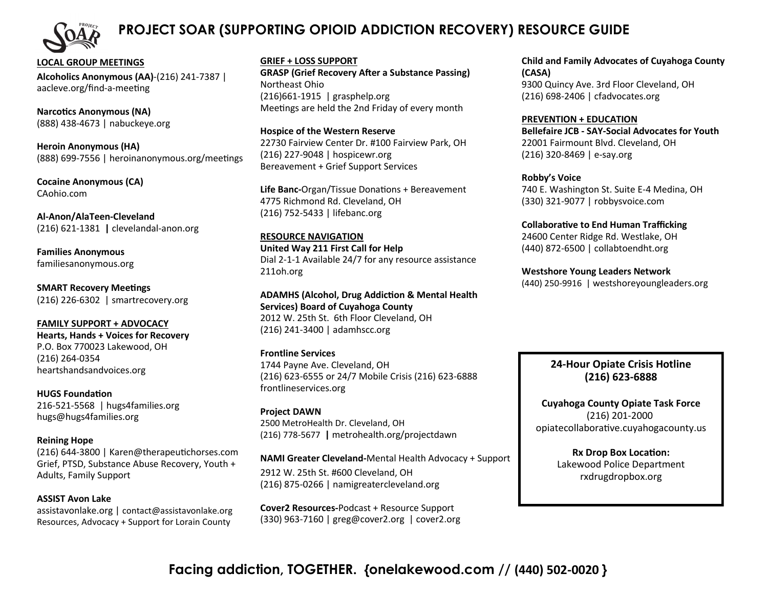# PROJECT SOAR (SUPPORTING OPIOID ADDICTION RECOVERY) RESOURCE GUIDE

## LOCAL GROUP MEETINGS

**Alcoholics Anonymous (AA)**-(216) 241-7387 | aacleve.org/find-a-meeting

**Narcotics Anonymous (NA)**
(888) 438-4673 | nabuckeye.org

**Heroin Anonymous (HA)**
(888) 699-7556 | heroinanonymous.org/meetings

**Cocaine Anonymous (CA)**
CAohio.com

**Al-Anon/AlaTeen-Cleveland**
(216) 621-1381 | clevelandal-anon.org

**Families Anonymous**
familiesanonymous.org

**SMART Recovery Meetings**
(216) 226-6302 | smartrecovery.org

## FAMILY SUPPORT + ADVOCACY

**Hearts, Hands + Voices for Recovery**
P.O. Box 770023 Lakewood, OH
(216) 264-0354
heartshandsandvoices.org

**HUGS Foundation**
216-521-5568 | hugs4families.org
hugs@hugs4families.org

**Reining Hope**
(216) 644-3800 | Karen@therapeutichorses.com
Grief, PTSD, Substance Abuse Recovery, Youth + Adults, Family Support

**ASSIST Avon Lake**
assistavonlake.org | contact@assistavonlake.org
Resources, Advocacy + Support for Lorain County

## GRIEF + LOSS SUPPORT

**GRASP (Grief Recovery After a Substance Passing)**
Northeast Ohio
(216)661-1915 | grasphelp.org
Meetings are held the 2nd Friday of every month

**Hospice of the Western Reserve**
22730 Fairview Center Dr. #100 Fairview Park, OH
(216) 227-9048 | hospicewr.org
Bereavement + Grief Support Services

**Life Banc-**Organ/Tissue Donations + Bereavement
4775 Richmond Rd. Cleveland, OH
(216) 752-5433 | lifebanc.org

## RESOURCE NAVIGATION

**United Way 211 First Call for Help**
Dial 2-1-1 Available 24/7 for any resource assistance
211oh.org

**ADAMHS (Alcohol, Drug Addiction & Mental Health Services) Board of Cuyahoga County**
2012 W. 25th St. 6th Floor Cleveland, OH
(216) 241-3400 | adamhscc.org

**Frontline Services**
1744 Payne Ave. Cleveland, OH
(216) 623-6555 or 24/7 Mobile Crisis (216) 623-6888
frontlineservices.org

**Project DAWN**
2500 MetroHealth Dr. Cleveland, OH
(216) 778-5677 | metrohealth.org/projectdawn

**NAMI Greater Cleveland-**Mental Health Advocacy + Support
2912 W. 25th St. #600 Cleveland, OH
(216) 875-0266 | namigreatercleveland.org

**Cover2 Resources-**Podcast + Resource Support
(330) 963-7160 | greg@cover2.org | cover2.org

**Child and Family Advocates of Cuyahoga County (CASA)**
9300 Quincy Ave. 3rd Floor Cleveland, OH
(216) 698-2406 | cfadvocates.org

## PREVENTION + EDUCATION

**Bellefaire JCB - SAY-Social Advocates for Youth**
22001 Fairmount Blvd. Cleveland, OH
(216) 320-8469 | e-say.org

**Robby's Voice**
740 E. Washington St. Suite E-4 Medina, OH
(330) 321-9077 | robbysvoice.com

**Collaborative to End Human Trafficking**
24600 Center Ridge Rd. Westlake, OH
(440) 872-6500 | collabtoendht.org

**Westshore Young Leaders Network**
(440) 250-9916 | westshoreyoungleaders.org

**24-Hour Opiate Crisis Hotline**
**(216) 623-6888**

**Cuyahoga County Opiate Task Force**
(216) 201-2000
opiatecollaborative.cuyahogacounty.us

**Rx Drop Box Location:**
Lakewood Police Department
rxdrugdropbox.org

**Facing addiction, TOGETHER. {onelakewood.com // (440) 502-0020 }**